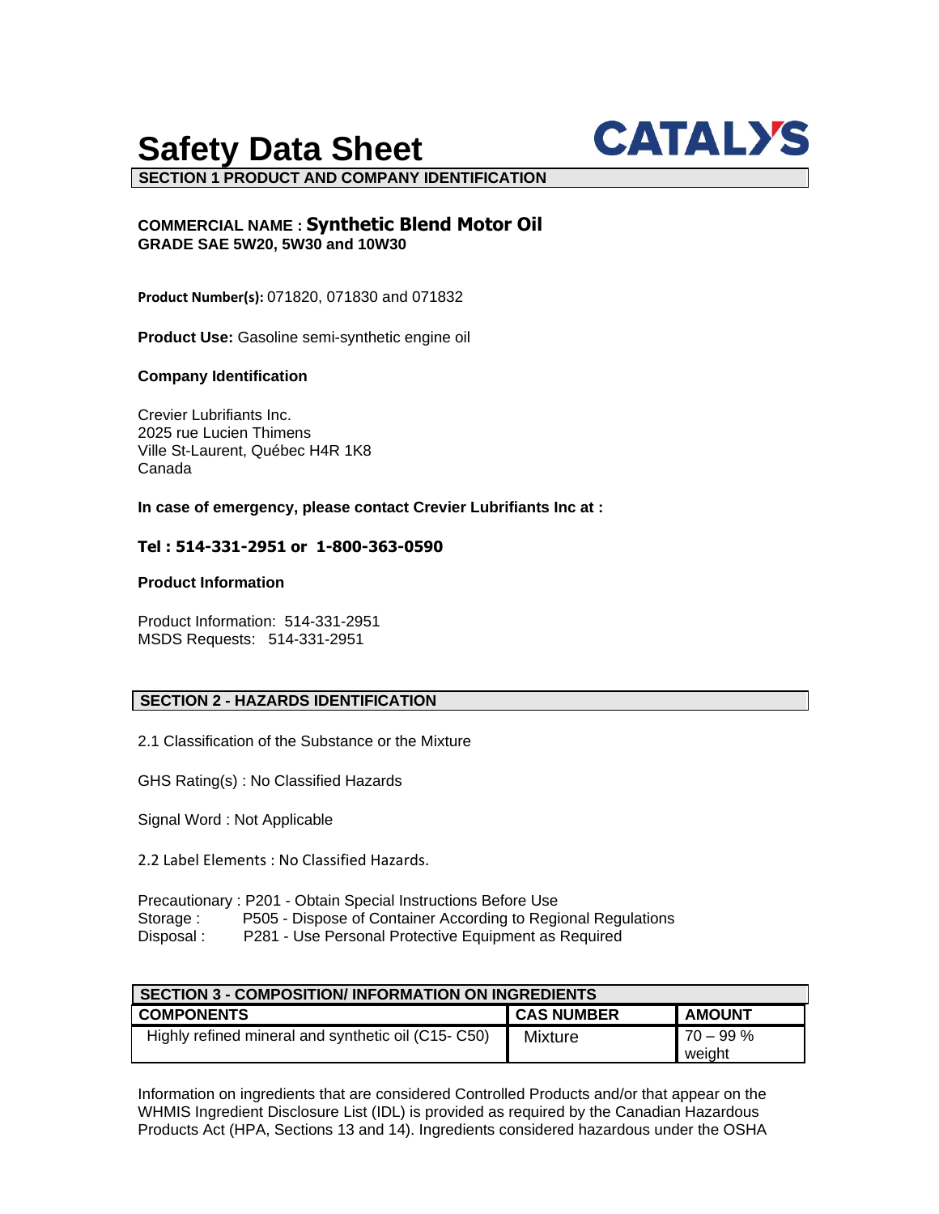# Safety Data Sheet

CATALYS

## SECTION 1 PRODUCT AND COMPANY IDENTIFICATION

**COMMERCIAL NAME : Synthetic Blend Motor Oil**
**GRADE SAE 5W20, 5W30 and 10W30**

**Product Number(s):** 071820, 071830 and 071832

**Product Use:** Gasoline semi-synthetic engine oil

**Company Identification**

Crevier Lubrifiants Inc.
2025 rue Lucien Thimens
Ville St-Laurent, Québec H4R 1K8
Canada

**In case of emergency, please contact Crevier Lubrifiants Inc at :**

**Tel : 514-331-2951 or 1-800-363-0590**

**Product Information**

Product Information: 514-331-2951
MSDS Requests: 514-331-2951

## SECTION 2 - HAZARDS IDENTIFICATION

2.1 Classification of the Substance or the Mixture

GHS Rating(s) : No Classified Hazards

Signal Word : Not Applicable

2.2 Label Elements : No Classified Hazards.

Precautionary : P201 - Obtain Special Instructions Before Use
Storage : P505 - Dispose of Container According to Regional Regulations
Disposal : P281 - Use Personal Protective Equipment as Required

## SECTION 3 - COMPOSITION/ INFORMATION ON INGREDIENTS

| COMPONENTS | CAS NUMBER | AMOUNT |
|---|---|---|
| Highly refined mineral and synthetic oil (C15- C50) | Mixture | 70 – 99 % weight |

Information on ingredients that are considered Controlled Products and/or that appear on the WHMIS Ingredient Disclosure List (IDL) is provided as required by the Canadian Hazardous Products Act (HPA, Sections 13 and 14). Ingredients considered hazardous under the OSHA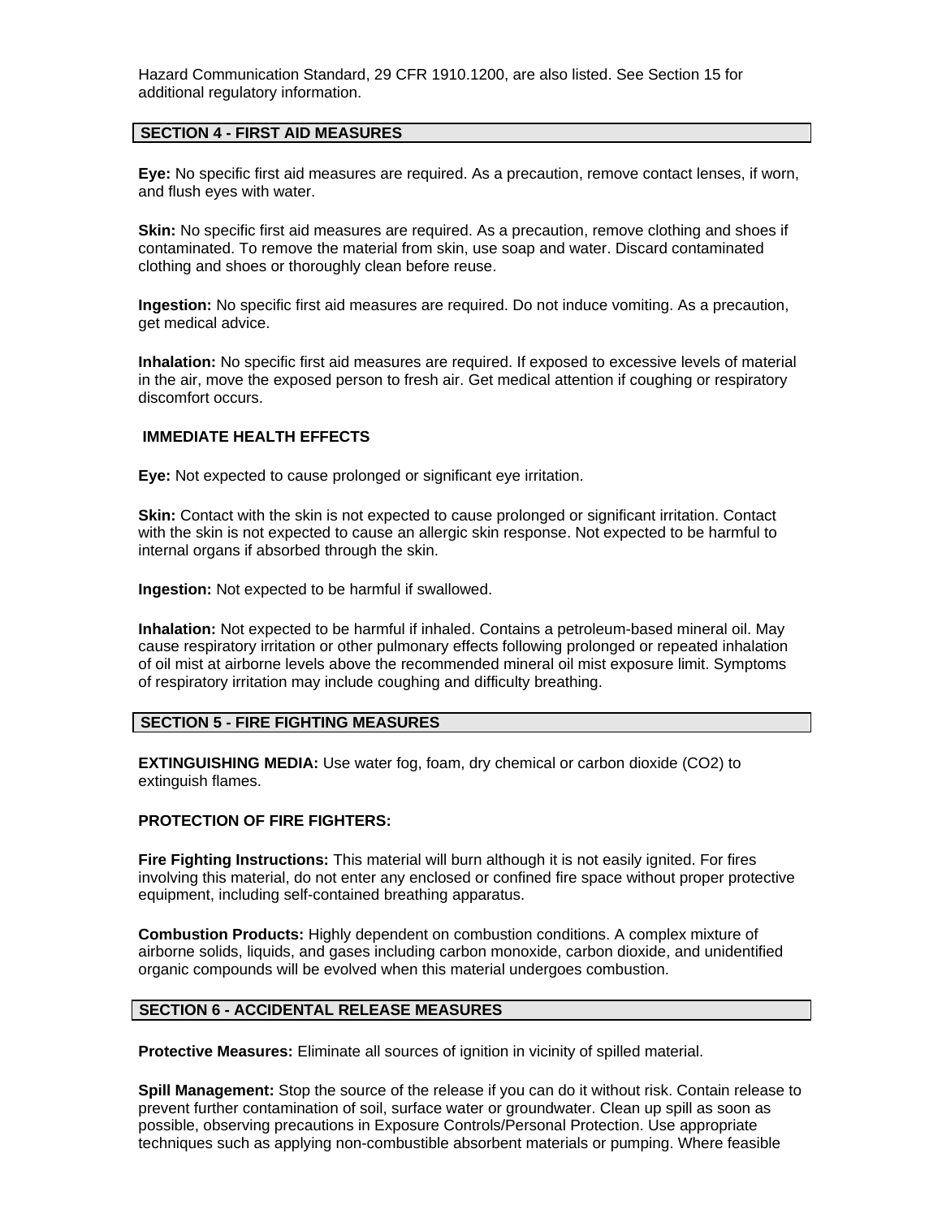Hazard Communication Standard, 29 CFR 1910.1200, are also listed. See Section 15 for additional regulatory information.

## SECTION 4 - FIRST AID MEASURES

**Eye:** No specific first aid measures are required. As a precaution, remove contact lenses, if worn, and flush eyes with water.

**Skin:** No specific first aid measures are required. As a precaution, remove clothing and shoes if contaminated. To remove the material from skin, use soap and water. Discard contaminated clothing and shoes or thoroughly clean before reuse.

**Ingestion:** No specific first aid measures are required. Do not induce vomiting. As a precaution, get medical advice.

**Inhalation:** No specific first aid measures are required. If exposed to excessive levels of material in the air, move the exposed person to fresh air. Get medical attention if coughing or respiratory discomfort occurs.

### IMMEDIATE HEALTH EFFECTS

**Eye:** Not expected to cause prolonged or significant eye irritation.

**Skin:** Contact with the skin is not expected to cause prolonged or significant irritation. Contact with the skin is not expected to cause an allergic skin response. Not expected to be harmful to internal organs if absorbed through the skin.

**Ingestion:** Not expected to be harmful if swallowed.

**Inhalation:** Not expected to be harmful if inhaled. Contains a petroleum-based mineral oil. May cause respiratory irritation or other pulmonary effects following prolonged or repeated inhalation of oil mist at airborne levels above the recommended mineral oil mist exposure limit. Symptoms of respiratory irritation may include coughing and difficulty breathing.

## SECTION 5 - FIRE FIGHTING MEASURES

**EXTINGUISHING MEDIA:** Use water fog, foam, dry chemical or carbon dioxide ($CO_2$) to extinguish flames.

**PROTECTION OF FIRE FIGHTERS:**

**Fire Fighting Instructions:** This material will burn although it is not easily ignited. For fires involving this material, do not enter any enclosed or confined fire space without proper protective equipment, including self-contained breathing apparatus.

**Combustion Products:** Highly dependent on combustion conditions. A complex mixture of airborne solids, liquids, and gases including carbon monoxide, carbon dioxide, and unidentified organic compounds will be evolved when this material undergoes combustion.

## SECTION 6 - ACCIDENTAL RELEASE MEASURES

**Protective Measures:** Eliminate all sources of ignition in vicinity of spilled material.

**Spill Management:** Stop the source of the release if you can do it without risk. Contain release to prevent further contamination of soil, surface water or groundwater. Clean up spill as soon as possible, observing precautions in Exposure Controls/Personal Protection. Use appropriate techniques such as applying non-combustible absorbent materials or pumping. Where feasible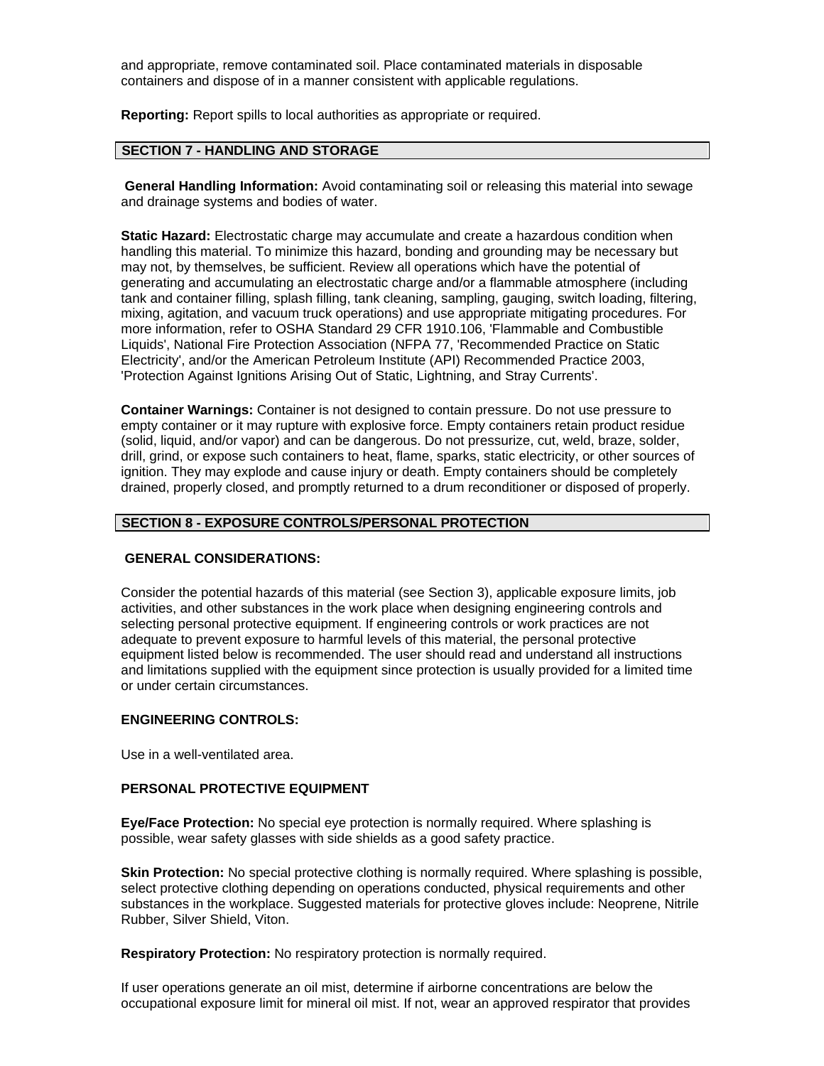and appropriate, remove contaminated soil. Place contaminated materials in disposable containers and dispose of in a manner consistent with applicable regulations.

**Reporting:** Report spills to local authorities as appropriate or required.

## SECTION 7 - HANDLING AND STORAGE

**General Handling Information:** Avoid contaminating soil or releasing this material into sewage and drainage systems and bodies of water.

**Static Hazard:** Electrostatic charge may accumulate and create a hazardous condition when handling this material. To minimize this hazard, bonding and grounding may be necessary but may not, by themselves, be sufficient. Review all operations which have the potential of generating and accumulating an electrostatic charge and/or a flammable atmosphere (including tank and container filling, splash filling, tank cleaning, sampling, gauging, switch loading, filtering, mixing, agitation, and vacuum truck operations) and use appropriate mitigating procedures. For more information, refer to OSHA Standard 29 CFR 1910.106, 'Flammable and Combustible Liquids', National Fire Protection Association (NFPA 77, 'Recommended Practice on Static Electricity', and/or the American Petroleum Institute (API) Recommended Practice 2003, 'Protection Against Ignitions Arising Out of Static, Lightning, and Stray Currents'.

**Container Warnings:** Container is not designed to contain pressure. Do not use pressure to empty container or it may rupture with explosive force. Empty containers retain product residue (solid, liquid, and/or vapor) and can be dangerous. Do not pressurize, cut, weld, braze, solder, drill, grind, or expose such containers to heat, flame, sparks, static electricity, or other sources of ignition. They may explode and cause injury or death. Empty containers should be completely drained, properly closed, and promptly returned to a drum reconditioner or disposed of properly.

## SECTION 8 - EXPOSURE CONTROLS/PERSONAL PROTECTION

### GENERAL CONSIDERATIONS:

Consider the potential hazards of this material (see Section 3), applicable exposure limits, job activities, and other substances in the work place when designing engineering controls and selecting personal protective equipment. If engineering controls or work practices are not adequate to prevent exposure to harmful levels of this material, the personal protective equipment listed below is recommended. The user should read and understand all instructions and limitations supplied with the equipment since protection is usually provided for a limited time or under certain circumstances.

### ENGINEERING CONTROLS:

Use in a well-ventilated area.

### PERSONAL PROTECTIVE EQUIPMENT

**Eye/Face Protection:** No special eye protection is normally required. Where splashing is possible, wear safety glasses with side shields as a good safety practice.

**Skin Protection:** No special protective clothing is normally required. Where splashing is possible, select protective clothing depending on operations conducted, physical requirements and other substances in the workplace. Suggested materials for protective gloves include: Neoprene, Nitrile Rubber, Silver Shield, Viton.

**Respiratory Protection:** No respiratory protection is normally required.

If user operations generate an oil mist, determine if airborne concentrations are below the occupational exposure limit for mineral oil mist. If not, wear an approved respirator that provides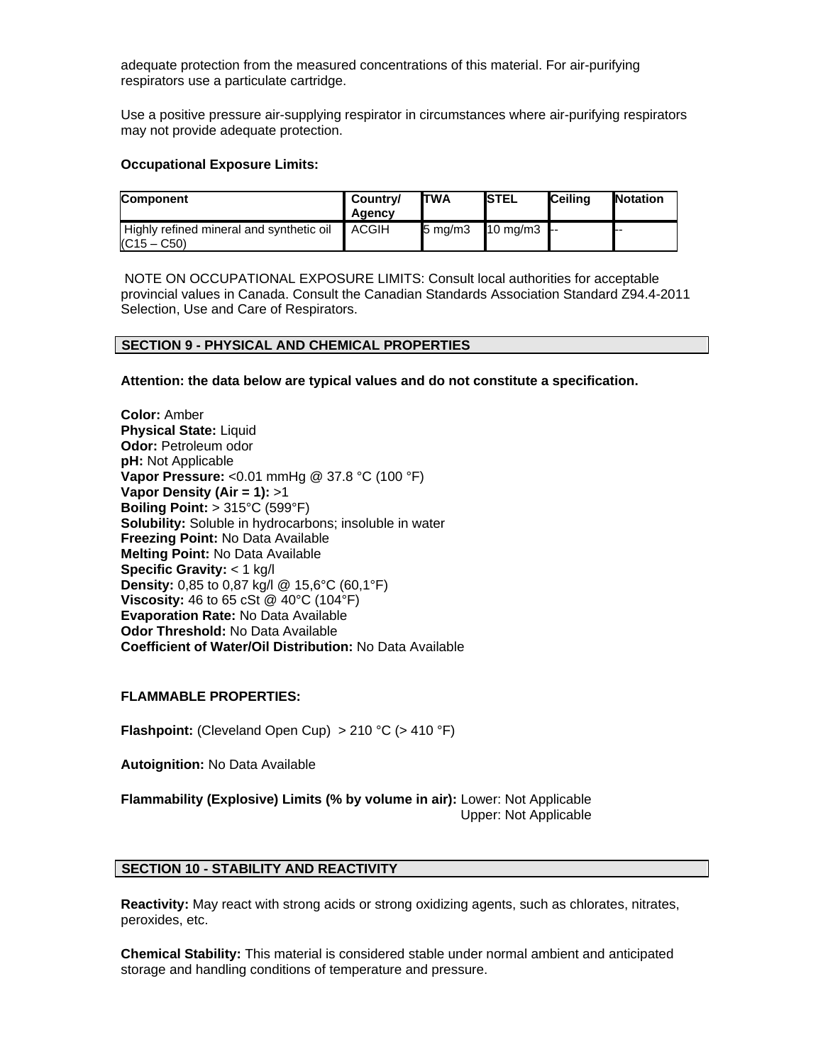adequate protection from the measured concentrations of this material. For air-purifying respirators use a particulate cartridge.

Use a positive pressure air-supplying respirator in circumstances where air-purifying respirators may not provide adequate protection.

**Occupational Exposure Limits:**

| Component | Country/ Agency | TWA | STEL | Ceiling | Notation |
|---|---|---|---|---|---|
| Highly refined mineral and synthetic oil (C15 – C50) | ACGIH | 5 mg/m3 | 10 mg/m3 | -- | -- |

NOTE ON OCCUPATIONAL EXPOSURE LIMITS: Consult local authorities for acceptable provincial values in Canada. Consult the Canadian Standards Association Standard Z94.4-2011 Selection, Use and Care of Respirators.

## SECTION 9 - PHYSICAL AND CHEMICAL PROPERTIES

**Attention: the data below are typical values and do not constitute a specification.**

**Color:** Amber
**Physical State:** Liquid
**Odor:** Petroleum odor
**pH:** Not Applicable
**Vapor Pressure:** <0.01 mmHg @ 37.8 °C (100 °F)
**Vapor Density (Air = 1):** >1
**Boiling Point:** > 315°C (599°F)
**Solubility:** Soluble in hydrocarbons; insoluble in water
**Freezing Point:** No Data Available
**Melting Point:** No Data Available
**Specific Gravity:** < 1 kg/l
**Density:** 0,85 to 0,87 kg/l @ 15,6°C (60,1°F)
**Viscosity:** 46 to 65 cSt @ 40°C (104°F)
**Evaporation Rate:** No Data Available
**Odor Threshold:** No Data Available
**Coefficient of Water/Oil Distribution:** No Data Available

**FLAMMABLE PROPERTIES:**

**Flashpoint:** (Cleveland Open Cup) > 210 °C (> 410 °F)

**Autoignition:** No Data Available

**Flammability (Explosive) Limits (% by volume in air):** Lower: Not Applicable
Upper: Not Applicable

## SECTION 10 - STABILITY AND REACTIVITY

**Reactivity:** May react with strong acids or strong oxidizing agents, such as chlorates, nitrates, peroxides, etc.

**Chemical Stability:** This material is considered stable under normal ambient and anticipated storage and handling conditions of temperature and pressure.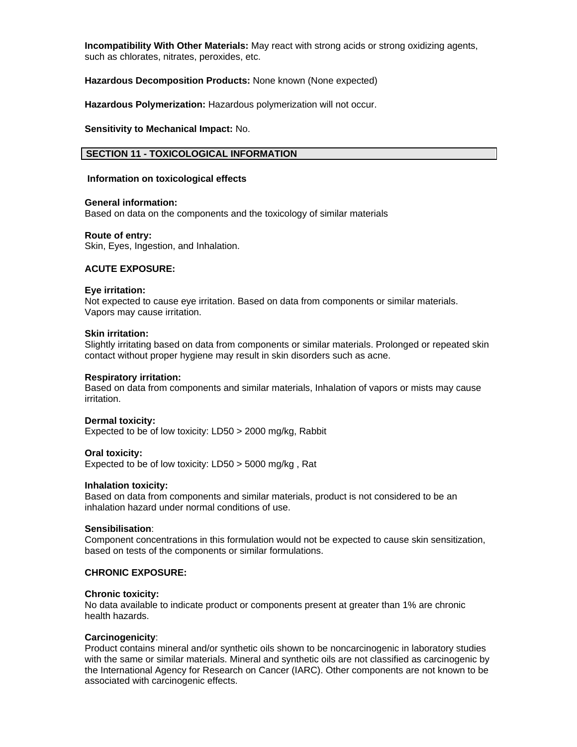**Incompatibility With Other Materials:** May react with strong acids or strong oxidizing agents, such as chlorates, nitrates, peroxides, etc.

**Hazardous Decomposition Products:** None known (None expected)

**Hazardous Polymerization:** Hazardous polymerization will not occur.

**Sensitivity to Mechanical Impact:** No.

## SECTION 11 - TOXICOLOGICAL INFORMATION

### Information on toxicological effects

**General information:**
Based on data on the components and the toxicology of similar materials

**Route of entry:**
Skin, Eyes, Ingestion, and Inhalation.

### ACUTE EXPOSURE:

**Eye irritation:**
Not expected to cause eye irritation. Based on data from components or similar materials. Vapors may cause irritation.

**Skin irritation:**
Slightly irritating based on data from components or similar materials. Prolonged or repeated skin contact without proper hygiene may result in skin disorders such as acne.

**Respiratory irritation:**
Based on data from components and similar materials, Inhalation of vapors or mists may cause irritation.

**Dermal toxicity:**
Expected to be of low toxicity: LD50 > 2000 mg/kg, Rabbit

**Oral toxicity:**
Expected to be of low toxicity: LD50 > 5000 mg/kg , Rat

**Inhalation toxicity:**
Based on data from components and similar materials, product is not considered to be an inhalation hazard under normal conditions of use.

**Sensibilisation**:
Component concentrations in this formulation would not be expected to cause skin sensitization, based on tests of the components or similar formulations.

### CHRONIC EXPOSURE:

**Chronic toxicity:**
No data available to indicate product or components present at greater than 1% are chronic health hazards.

**Carcinogenicity**:
Product contains mineral and/or synthetic oils shown to be noncarcinogenic in laboratory studies with the same or similar materials. Mineral and synthetic oils are not classified as carcinogenic by the International Agency for Research on Cancer (IARC). Other components are not known to be associated with carcinogenic effects.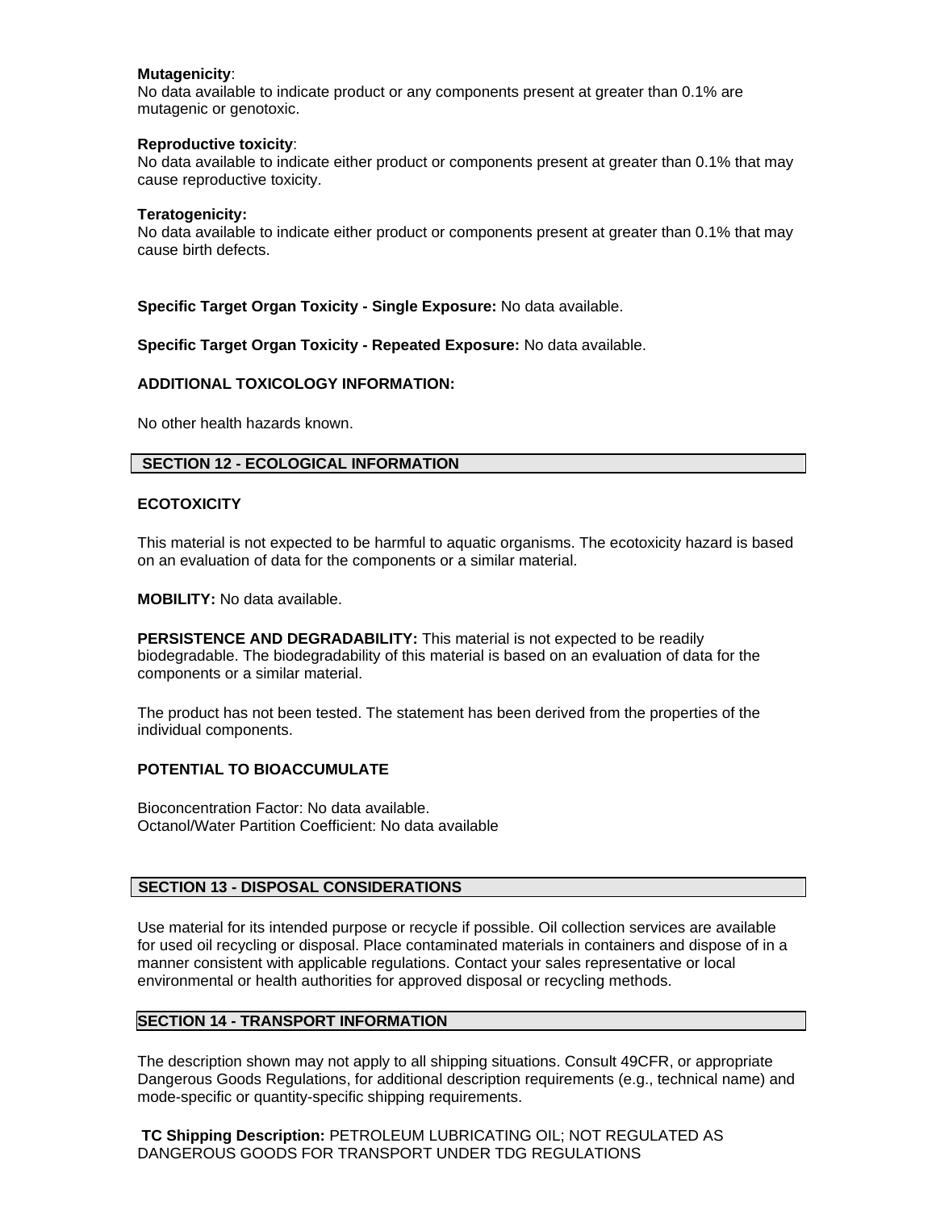**Mutagenicity**:
No data available to indicate product or any components present at greater than 0.1% are mutagenic or genotoxic.

**Reproductive toxicity**:
No data available to indicate either product or components present at greater than 0.1% that may cause reproductive toxicity.

**Teratogenicity:**
No data available to indicate either product or components present at greater than 0.1% that may cause birth defects.

**Specific Target Organ Toxicity - Single Exposure:** No data available.

**Specific Target Organ Toxicity - Repeated Exposure:** No data available.

**ADDITIONAL TOXICOLOGY INFORMATION:**

No other health hazards known.

## SECTION 12 - ECOLOGICAL INFORMATION

**ECOTOXICITY**

This material is not expected to be harmful to aquatic organisms. The ecotoxicity hazard is based on an evaluation of data for the components or a similar material.

**MOBILITY:** No data available.

**PERSISTENCE AND DEGRADABILITY:** This material is not expected to be readily biodegradable. The biodegradability of this material is based on an evaluation of data for the components or a similar material.

The product has not been tested. The statement has been derived from the properties of the individual components.

**POTENTIAL TO BIOACCUMULATE**

Bioconcentration Factor: No data available.
Octanol/Water Partition Coefficient: No data available

## SECTION 13 - DISPOSAL CONSIDERATIONS

Use material for its intended purpose or recycle if possible. Oil collection services are available for used oil recycling or disposal. Place contaminated materials in containers and dispose of in a manner consistent with applicable regulations. Contact your sales representative or local environmental or health authorities for approved disposal or recycling methods.

## SECTION 14 - TRANSPORT INFORMATION

The description shown may not apply to all shipping situations. Consult 49CFR, or appropriate Dangerous Goods Regulations, for additional description requirements (e.g., technical name) and mode-specific or quantity-specific shipping requirements.

**TC Shipping Description:** PETROLEUM LUBRICATING OIL; NOT REGULATED AS DANGEROUS GOODS FOR TRANSPORT UNDER TDG REGULATIONS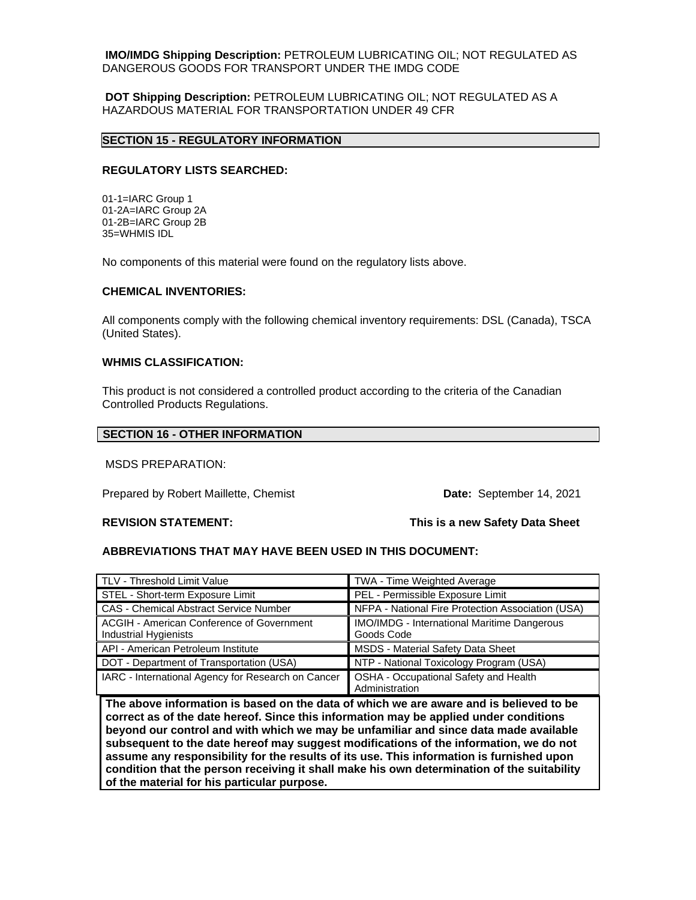**IMO/IMDG Shipping Description:** PETROLEUM LUBRICATING OIL; NOT REGULATED AS DANGEROUS GOODS FOR TRANSPORT UNDER THE IMDG CODE

**DOT Shipping Description:** PETROLEUM LUBRICATING OIL; NOT REGULATED AS A HAZARDOUS MATERIAL FOR TRANSPORTATION UNDER 49 CFR

## SECTION 15 - REGULATORY INFORMATION

### REGULATORY LISTS SEARCHED:

01-1=IARC Group 1
01-2A=IARC Group 2A
01-2B=IARC Group 2B
35=WHMIS IDL

No components of this material were found on the regulatory lists above.

### CHEMICAL INVENTORIES:

All components comply with the following chemical inventory requirements: DSL (Canada), TSCA (United States).

### WHMIS CLASSIFICATION:

This product is not considered a controlled product according to the criteria of the Canadian Controlled Products Regulations.

## SECTION 16 - OTHER INFORMATION

MSDS PREPARATION:

Prepared by Robert Maillette, Chemist **Date:** September 14, 2021

**REVISION STATEMENT:** **This is a new Safety Data Sheet**

### ABBREVIATIONS THAT MAY HAVE BEEN USED IN THIS DOCUMENT:

| | |
|---|---|
| TLV - Threshold Limit Value | TWA - Time Weighted Average |
| STEL - Short-term Exposure Limit | PEL - Permissible Exposure Limit |
| CAS - Chemical Abstract Service Number | NFPA - National Fire Protection Association (USA) |
| ACGIH - American Conference of Government Industrial Hygienists | IMO/IMDG - International Maritime Dangerous Goods Code |
| API - American Petroleum Institute | MSDS - Material Safety Data Sheet |
| DOT - Department of Transportation (USA) | NTP - National Toxicology Program (USA) |
| IARC - International Agency for Research on Cancer | OSHA - Occupational Safety and Health Administration |

**The above information is based on the data of which we are aware and is believed to be correct as of the date hereof. Since this information may be applied under conditions beyond our control and with which we may be unfamiliar and since data made available subsequent to the date hereof may suggest modifications of the information, we do not assume any responsibility for the results of its use. This information is furnished upon condition that the person receiving it shall make his own determination of the suitability of the material for his particular purpose.**